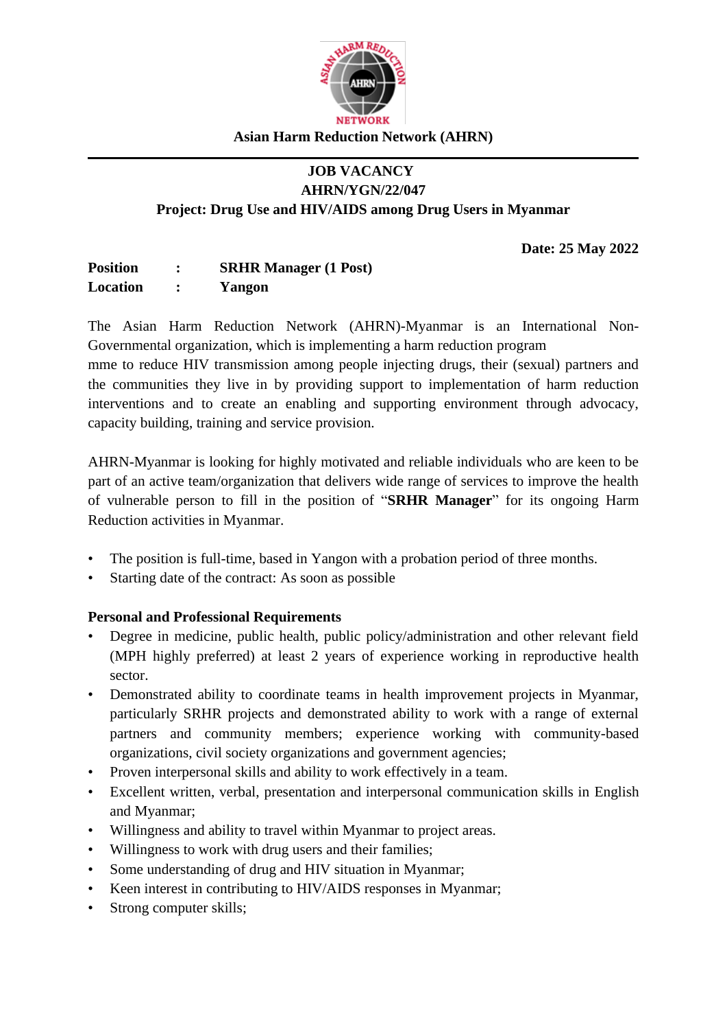**Asian Harm Reduction Network (AHRN)**

---

**JOB VACANCY**
**AHRN/YGN/22/047**
**Project: Drug Use and HIV/AIDS among Drug Users in Myanmar**

**Date: 25 May 2022**

**Position : SRHR Manager (1 Post)**
**Location : Yangon**

The Asian Harm Reduction Network (AHRN)-Myanmar is an International Non-Governmental organization, which is implementing a harm reduction program
mme to reduce HIV transmission among people injecting drugs, their (sexual) partners and the communities they live in by providing support to implementation of harm reduction interventions and to create an enabling and supporting environment through advocacy, capacity building, training and service provision.

AHRN-Myanmar is looking for highly motivated and reliable individuals who are keen to be part of an active team/organization that delivers wide range of services to improve the health of vulnerable person to fill in the position of "**SRHR Manager**" for its ongoing Harm Reduction activities in Myanmar.

- The position is full-time, based in Yangon with a probation period of three months.
- Starting date of the contract: As soon as possible

**Personal and Professional Requirements**

- Degree in medicine, public health, public policy/administration and other relevant field (MPH highly preferred) at least 2 years of experience working in reproductive health sector.
- Demonstrated ability to coordinate teams in health improvement projects in Myanmar, particularly SRHR projects and demonstrated ability to work with a range of external partners and community members; experience working with community-based organizations, civil society organizations and government agencies;
- Proven interpersonal skills and ability to work effectively in a team.
- Excellent written, verbal, presentation and interpersonal communication skills in English and Myanmar;
- Willingness and ability to travel within Myanmar to project areas.
- Willingness to work with drug users and their families;
- Some understanding of drug and HIV situation in Myanmar;
- Keen interest in contributing to HIV/AIDS responses in Myanmar;
- Strong computer skills;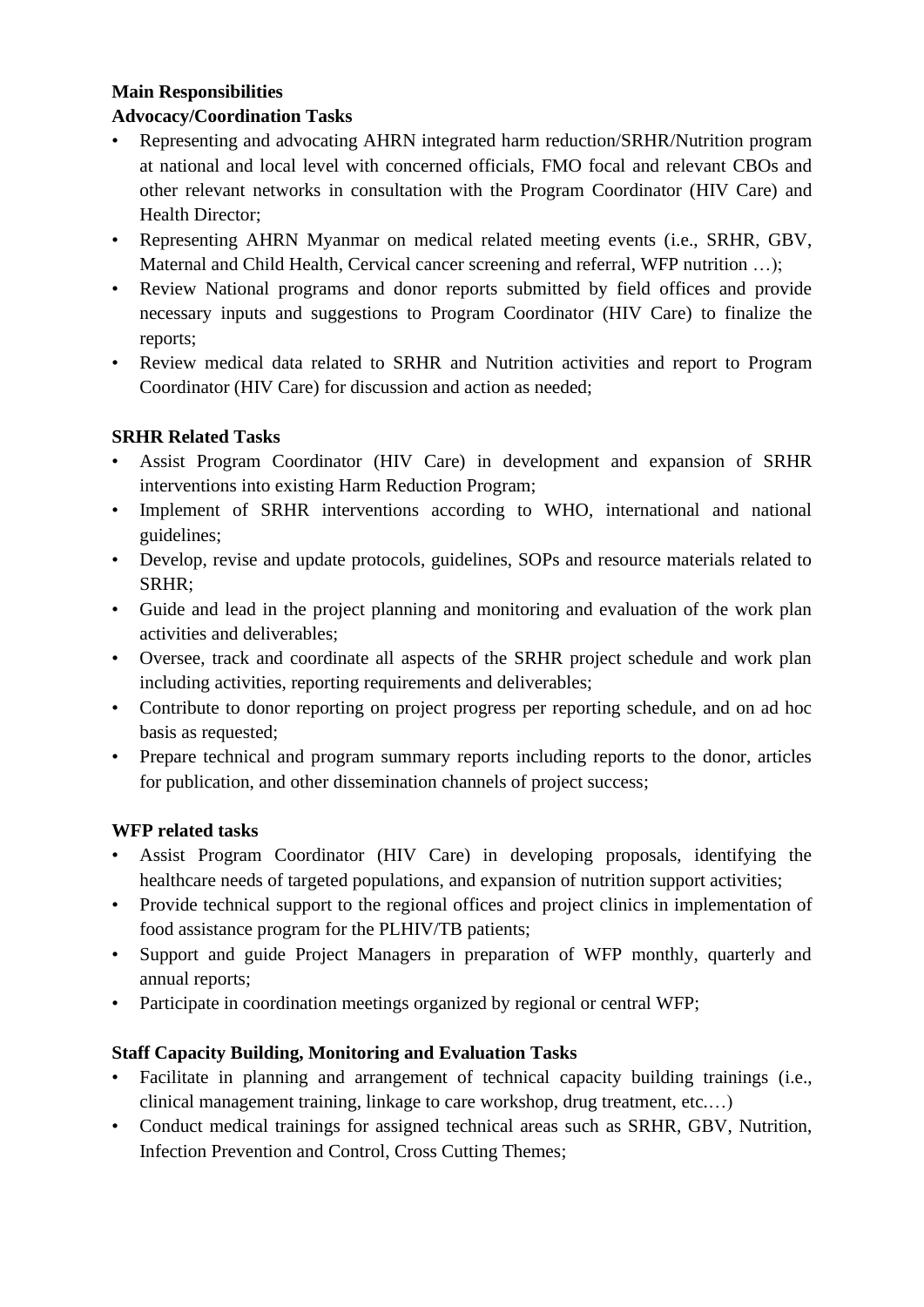**Main Responsibilities**

**Advocacy/Coordination Tasks**

- Representing and advocating AHRN integrated harm reduction/SRHR/Nutrition program at national and local level with concerned officials, FMO focal and relevant CBOs and other relevant networks in consultation with the Program Coordinator (HIV Care) and Health Director;
- Representing AHRN Myanmar on medical related meeting events (i.e., SRHR, GBV, Maternal and Child Health, Cervical cancer screening and referral, WFP nutrition …);
- Review National programs and donor reports submitted by field offices and provide necessary inputs and suggestions to Program Coordinator (HIV Care) to finalize the reports;
- Review medical data related to SRHR and Nutrition activities and report to Program Coordinator (HIV Care) for discussion and action as needed;

**SRHR Related Tasks**

- Assist Program Coordinator (HIV Care) in development and expansion of SRHR interventions into existing Harm Reduction Program;
- Implement of SRHR interventions according to WHO, international and national guidelines;
- Develop, revise and update protocols, guidelines, SOPs and resource materials related to SRHR;
- Guide and lead in the project planning and monitoring and evaluation of the work plan activities and deliverables;
- Oversee, track and coordinate all aspects of the SRHR project schedule and work plan including activities, reporting requirements and deliverables;
- Contribute to donor reporting on project progress per reporting schedule, and on ad hoc basis as requested;
- Prepare technical and program summary reports including reports to the donor, articles for publication, and other dissemination channels of project success;

**WFP related tasks**

- Assist Program Coordinator (HIV Care) in developing proposals, identifying the healthcare needs of targeted populations, and expansion of nutrition support activities;
- Provide technical support to the regional offices and project clinics in implementation of food assistance program for the PLHIV/TB patients;
- Support and guide Project Managers in preparation of WFP monthly, quarterly and annual reports;
- Participate in coordination meetings organized by regional or central WFP;

**Staff Capacity Building, Monitoring and Evaluation Tasks**

- Facilitate in planning and arrangement of technical capacity building trainings (i.e., clinical management training, linkage to care workshop, drug treatment, etc.…)
- Conduct medical trainings for assigned technical areas such as SRHR, GBV, Nutrition, Infection Prevention and Control, Cross Cutting Themes;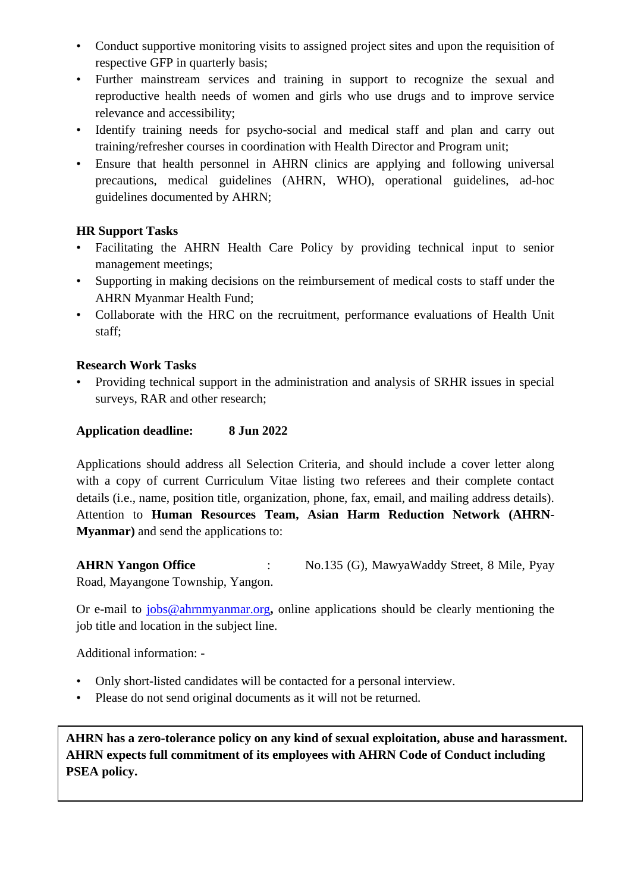- Conduct supportive monitoring visits to assigned project sites and upon the requisition of respective GFP in quarterly basis;
- Further mainstream services and training in support to recognize the sexual and reproductive health needs of women and girls who use drugs and to improve service relevance and accessibility;
- Identify training needs for psycho-social and medical staff and plan and carry out training/refresher courses in coordination with Health Director and Program unit;
- Ensure that health personnel in AHRN clinics are applying and following universal precautions, medical guidelines (AHRN, WHO), operational guidelines, ad-hoc guidelines documented by AHRN;

**HR Support Tasks**

- Facilitating the AHRN Health Care Policy by providing technical input to senior management meetings;
- Supporting in making decisions on the reimbursement of medical costs to staff under the AHRN Myanmar Health Fund;
- Collaborate with the HRC on the recruitment, performance evaluations of Health Unit staff;

**Research Work Tasks**

- Providing technical support in the administration and analysis of SRHR issues in special surveys, RAR and other research;

**Application deadline: 8 Jun 2022**

Applications should address all Selection Criteria, and should include a cover letter along with a copy of current Curriculum Vitae listing two referees and their complete contact details (i.e., name, position title, organization, phone, fax, email, and mailing address details). Attention to **Human Resources Team, Asian Harm Reduction Network (AHRN-Myanmar)** and send the applications to:

**AHRN Yangon Office** : No.135 (G), MawyaWaddy Street, 8 Mile, Pyay Road, Mayangone Township, Yangon.

Or e-mail to jobs@ahrnmyanmar.org**,** online applications should be clearly mentioning the job title and location in the subject line.

Additional information: -

- Only short-listed candidates will be contacted for a personal interview.
- Please do not send original documents as it will not be returned.

**AHRN has a zero-tolerance policy on any kind of sexual exploitation, abuse and harassment. AHRN expects full commitment of its employees with AHRN Code of Conduct including PSEA policy.**